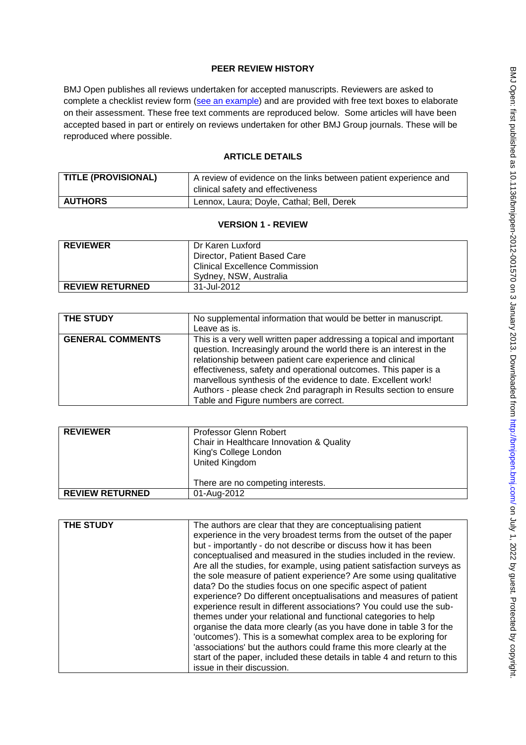## PEER REVIEW HISTORY

BMJ Open publishes all reviews undertaken for accepted manuscripts. Reviewers are asked to complete a checklist review form (see an example) and are provided with free text boxes to elaborate on their assessment. These free text comments are reproduced below. Some articles will have been accepted based in part or entirely on reviews undertaken for other BMJ Group journals. These will be reproduced where possible.

## ARTICLE DETAILS

| TITLE (PROVISIONAL) | A review of evidence on the links between patient experience and clinical safety and effectiveness |
|---|---|
| AUTHORS | Lennox, Laura; Doyle, Cathal; Bell, Derek |

## VERSION 1 - REVIEW

| REVIEWER | Dr Karen Luxford<br>Director, Patient Based Care<br>Clinical Excellence Commission<br>Sydney, NSW, Australia |
|---|---|
| REVIEW RETURNED | 31-Jul-2012 |

| THE STUDY | No supplemental information that would be better in manuscript. Leave as is. |
|---|---|
| GENERAL COMMENTS | This is a very well written paper addressing a topical and important question. Increasingly around the world there is an interest in the relationship between patient care experience and clinical effectiveness, safety and operational outcomes. This paper is a marvellous synthesis of the evidence to date. Excellent work! Authors - please check 2nd paragraph in Results section to ensure Table and Figure numbers are correct. |

| REVIEWER | Professor Glenn Robert<br>Chair in Healthcare Innovation & Quality<br>King's College London<br>United Kingdom<br><br>There are no competing interests. |
|---|---|
| REVIEW RETURNED | 01-Aug-2012 |

| THE STUDY | The authors are clear that they are conceptualising patient experience in the very broadest terms from the outset of the paper but - importantly - do not describe or discuss how it has been conceptualised and measured in the studies included in the review. Are all the studies, for example, using patient satisfaction surveys as the sole measure of patient experience? Are some using qualitative data? Do the studies focus on one specific aspect of patient experience? Do different onceptualisations and measures of patient experience result in different associations? You could use the sub-themes under your relational and functional categories to help organise the data more clearly (as you have done in table 3 for the 'outcomes'). This is a somewhat complex area to be exploring for 'associations' but the authors could frame this more clearly at the start of the paper, included these details in table 4 and return to this issue in their discussion. |
|---|---|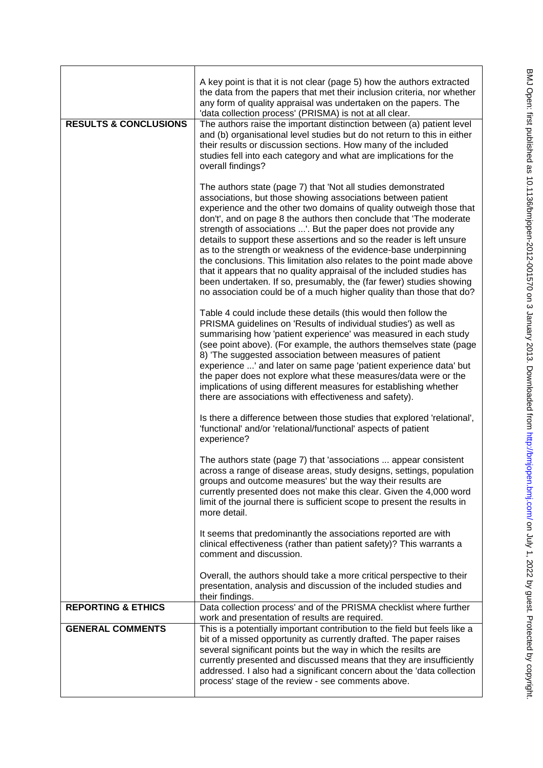| | |
|---|---|
| | A key point is that it is not clear (page 5) how the authors extracted the data from the papers that met their inclusion criteria, nor whether any form of quality appraisal was undertaken on the papers. The 'data collection process' (PRISMA) is not at all clear. |
| **RESULTS & CONCLUSIONS** | The authors raise the important distinction between (a) patient level and (b) organisational level studies but do not return to this in either their results or discussion sections. How many of the included studies fell into each category and what are implications for the overall findings?<br><br>The authors state (page 7) that 'Not all studies demonstrated associations, but those showing associations between patient experience and the other two domains of quality outweigh those that don't', and on page 8 the authors then conclude that 'The moderate strength of associations ...'. But the paper does not provide any details to support these assertions and so the reader is left unsure as to the strength or weakness of the evidence-base underpinning the conclusions. This limitation also relates to the point made above that it appears that no quality appraisal of the included studies has been undertaken. If so, presumably, the (far fewer) studies showing no association could be of a much higher quality than those that do?<br><br>Table 4 could include these details (this would then follow the PRISMA guidelines on 'Results of individual studies') as well as summarising how 'patient experience' was measured in each study (see point above). (For example, the authors themselves state (page 8) 'The suggested association between measures of patient experience ...' and later on same page 'patient experience data' but the paper does not explore what these measures/data were or the implications of using different measures for establishing whether there are associations with effectiveness and safety).<br><br>Is there a difference between those studies that explored 'relational', 'functional' and/or 'relational/functional' aspects of patient experience?<br><br>The authors state (page 7) that 'associations ... appear consistent across a range of disease areas, study designs, settings, population groups and outcome measures' but the way their results are currently presented does not make this clear. Given the 4,000 word limit of the journal there is sufficient scope to present the results in more detail.<br><br>It seems that predominantly the associations reported are with clinical effectiveness (rather than patient safety)? This warrants a comment and discussion.<br><br>Overall, the authors should take a more critical perspective to their presentation, analysis and discussion of the included studies and their findings. |
| **REPORTING & ETHICS** | Data collection process' and of the PRISMA checklist where further work and presentation of results are required. |
| **GENERAL COMMENTS** | This is a potentially important contribution to the field but feels like a bit of a missed opportunity as currently drafted. The paper raises several significant points but the way in which the resilts are currently presented and discussed means that they are insufficiently addressed. I also had a significant concern about the 'data collection process' stage of the review - see comments above. |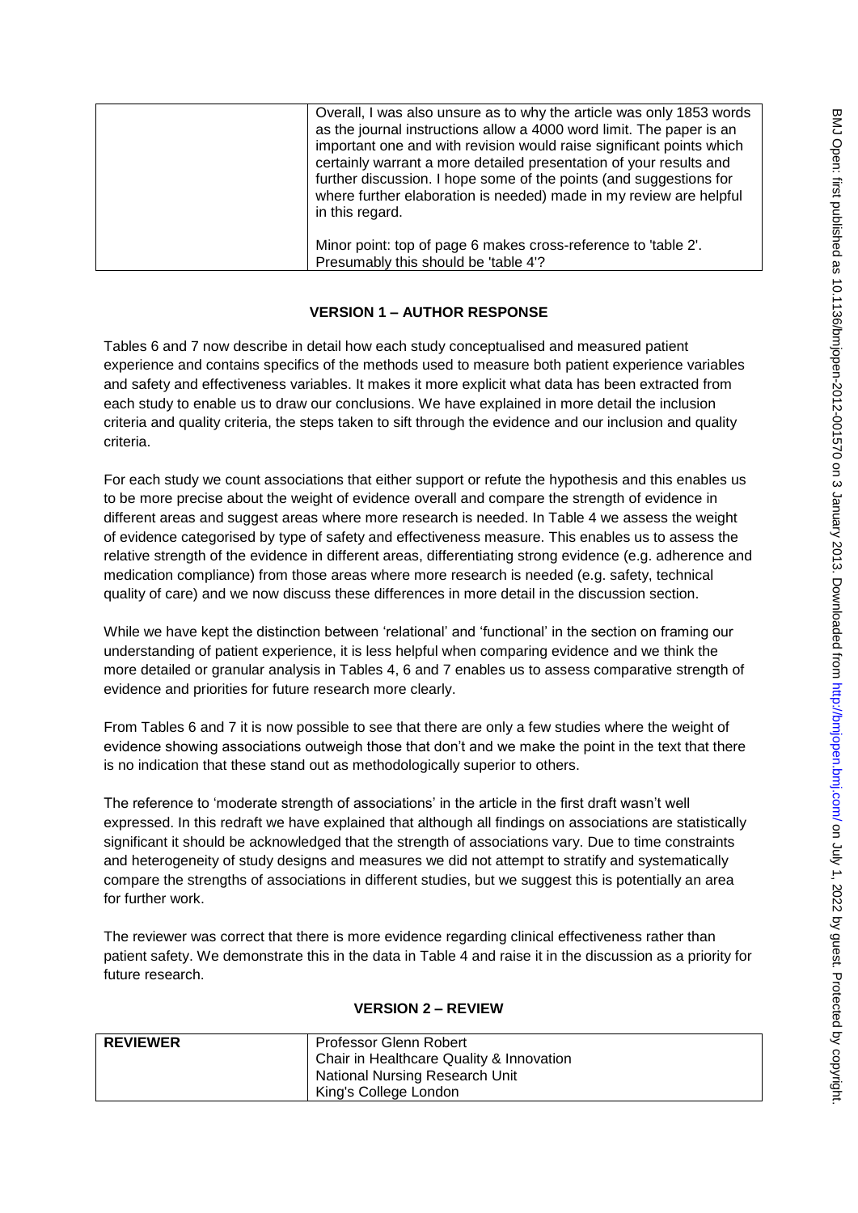| | |
|---|---|
| | Overall, I was also unsure as to why the article was only 1853 words as the journal instructions allow a 4000 word limit. The paper is an important one and with revision would raise significant points which certainly warrant a more detailed presentation of your results and further discussion. I hope some of the points (and suggestions for where further elaboration is needed) made in my review are helpful in this regard.<br><br>Minor point: top of page 6 makes cross-reference to 'table 2'. Presumably this should be 'table 4'? |

## VERSION 1 – AUTHOR RESPONSE

Tables 6 and 7 now describe in detail how each study conceptualised and measured patient experience and contains specifics of the methods used to measure both patient experience variables and safety and effectiveness variables. It makes it more explicit what data has been extracted from each study to enable us to draw our conclusions. We have explained in more detail the inclusion criteria and quality criteria, the steps taken to sift through the evidence and our inclusion and quality criteria.

For each study we count associations that either support or refute the hypothesis and this enables us to be more precise about the weight of evidence overall and compare the strength of evidence in different areas and suggest areas where more research is needed. In Table 4 we assess the weight of evidence categorised by type of safety and effectiveness measure. This enables us to assess the relative strength of the evidence in different areas, differentiating strong evidence (e.g. adherence and medication compliance) from those areas where more research is needed (e.g. safety, technical quality of care) and we now discuss these differences in more detail in the discussion section.

While we have kept the distinction between 'relational' and 'functional' in the section on framing our understanding of patient experience, it is less helpful when comparing evidence and we think the more detailed or granular analysis in Tables 4, 6 and 7 enables us to assess comparative strength of evidence and priorities for future research more clearly.

From Tables 6 and 7 it is now possible to see that there are only a few studies where the weight of evidence showing associations outweigh those that don't and we make the point in the text that there is no indication that these stand out as methodologically superior to others.

The reference to 'moderate strength of associations' in the article in the first draft wasn't well expressed. In this redraft we have explained that although all findings on associations are statistically significant it should be acknowledged that the strength of associations vary. Due to time constraints and heterogeneity of study designs and measures we did not attempt to stratify and systematically compare the strengths of associations in different studies, but we suggest this is potentially an area for further work.

The reviewer was correct that there is more evidence regarding clinical effectiveness rather than patient safety. We demonstrate this in the data in Table 4 and raise it in the discussion as a priority for future research.

## VERSION 2 – REVIEW

| | |
|---|---|
| **REVIEWER** | Professor Glenn Robert<br>Chair in Healthcare Quality & Innovation<br>National Nursing Research Unit<br>King's College London |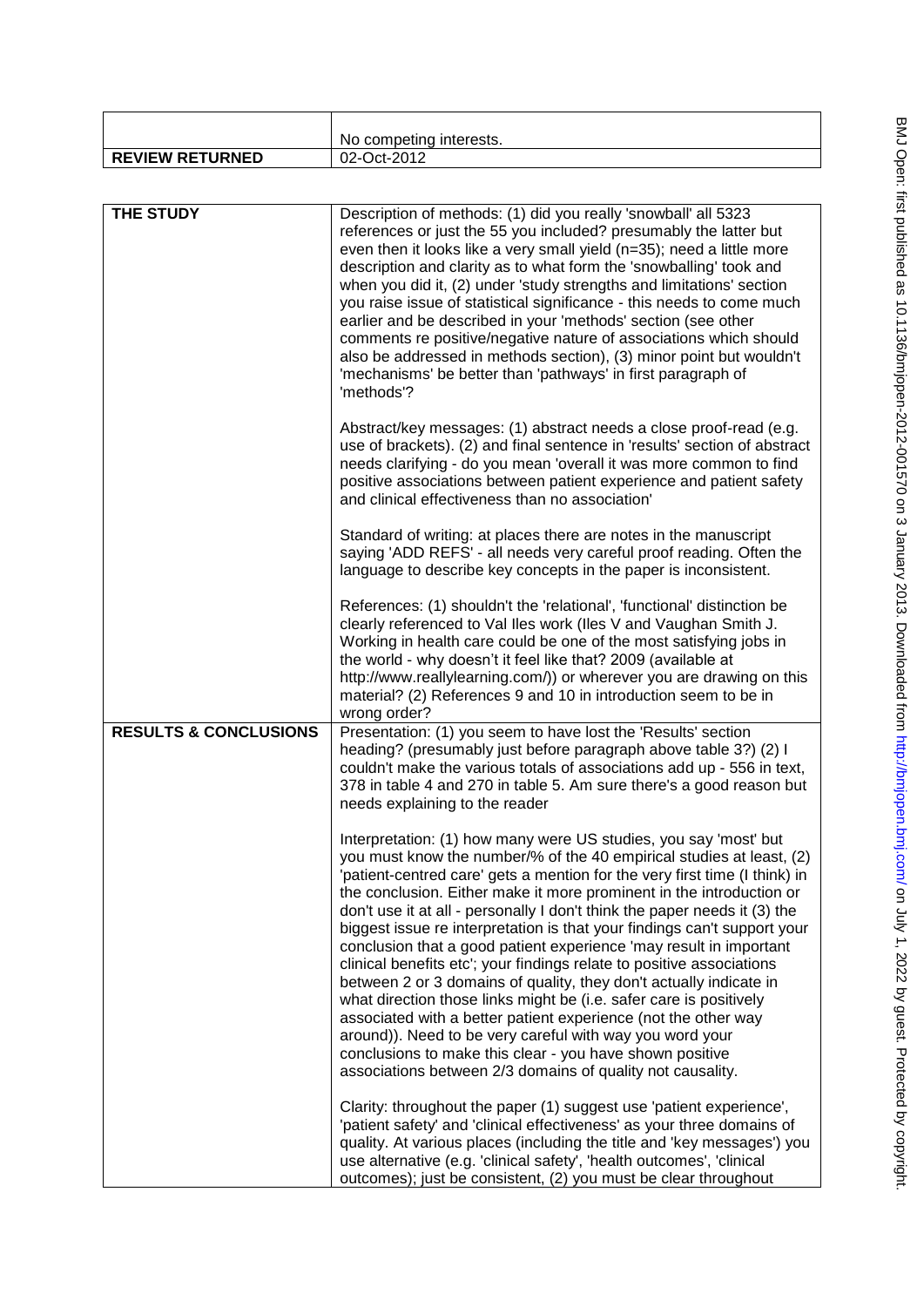| | |
|---|---|
| | No competing interests. |
| **REVIEW RETURNED** | 02-Oct-2012 |

| | |
|---|---|
| **THE STUDY** | Description of methods: (1) did you really 'snowball' all 5323 references or just the 55 you included? presumably the latter but even then it looks like a very small yield (n=35); need a little more description and clarity as to what form the 'snowballing' took and when you did it, (2) under 'study strengths and limitations' section you raise issue of statistical significance - this needs to come much earlier and be described in your 'methods' section (see other comments re positive/negative nature of associations which should also be addressed in methods section), (3) minor point but wouldn't 'mechanisms' be better than 'pathways' in first paragraph of 'methods'?<br><br>Abstract/key messages: (1) abstract needs a close proof-read (e.g. use of brackets). (2) and final sentence in 'results' section of abstract needs clarifying - do you mean 'overall it was more common to find positive associations between patient experience and patient safety and clinical effectiveness than no association'<br><br>Standard of writing: at places there are notes in the manuscript saying 'ADD REFS' - all needs very careful proof reading. Often the language to describe key concepts in the paper is inconsistent.<br><br>References: (1) shouldn't the 'relational', 'functional' distinction be clearly referenced to Val Iles work (Iles V and Vaughan Smith J. Working in health care could be one of the most satisfying jobs in the world - why doesn't it feel like that? 2009 (available at http://www.reallylearning.com/)) or wherever you are drawing on this material? (2) References 9 and 10 in introduction seem to be in wrong order? |
| **RESULTS & CONCLUSIONS** | Presentation: (1) you seem to have lost the 'Results' section heading? (presumably just before paragraph above table 3?) (2) I couldn't make the various totals of associations add up - 556 in text, 378 in table 4 and 270 in table 5. Am sure there's a good reason but needs explaining to the reader<br><br>Interpretation: (1) how many were US studies, you say 'most' but you must know the number/% of the 40 empirical studies at least, (2) 'patient-centred care' gets a mention for the very first time (I think) in the conclusion. Either make it more prominent in the introduction or don't use it at all - personally I don't think the paper needs it (3) the biggest issue re interpretation is that your findings can't support your conclusion that a good patient experience 'may result in important clinical benefits etc'; your findings relate to positive associations between 2 or 3 domains of quality, they don't actually indicate in what direction those links might be (i.e. safer care is positively associated with a better patient experience (not the other way around)). Need to be very careful with way you word your conclusions to make this clear - you have shown positive associations between 2/3 domains of quality not causality.<br><br>Clarity: throughout the paper (1) suggest use 'patient experience', 'patient safety' and 'clinical effectiveness' as your three domains of quality. At various places (including the title and 'key messages') you use alternative (e.g. 'clinical safety', 'health outcomes', 'clinical outcomes); just be consistent, (2) you must be clear throughout |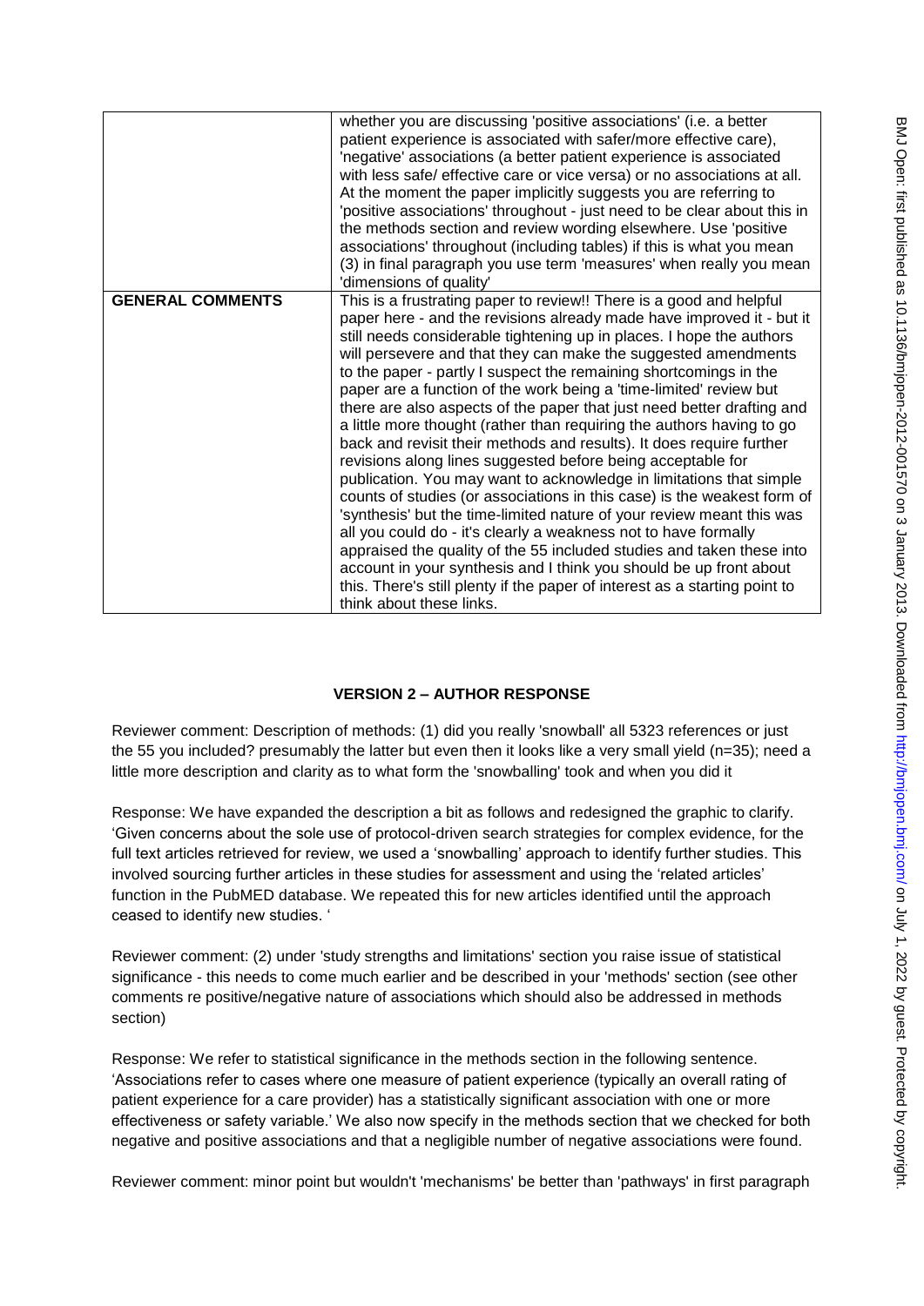| | |
|---|---|
| | whether you are discussing 'positive associations' (i.e. a better patient experience is associated with safer/more effective care), 'negative' associations (a better patient experience is associated with less safe/ effective care or vice versa) or no associations at all. At the moment the paper implicitly suggests you are referring to 'positive associations' throughout - just need to be clear about this in the methods section and review wording elsewhere. Use 'positive associations' throughout (including tables) if this is what you mean (3) in final paragraph you use term 'measures' when really you mean 'dimensions of quality' |
| **GENERAL COMMENTS** | This is a frustrating paper to review!! There is a good and helpful paper here - and the revisions already made have improved it - but it still needs considerable tightening up in places. I hope the authors will persevere and that they can make the suggested amendments to the paper - partly I suspect the remaining shortcomings in the paper are a function of the work being a 'time-limited' review but there are also aspects of the paper that just need better drafting and a little more thought (rather than requiring the authors having to go back and revisit their methods and results). It does require further revisions along lines suggested before being acceptable for publication. You may want to acknowledge in limitations that simple counts of studies (or associations in this case) is the weakest form of 'synthesis' but the time-limited nature of your review meant this was all you could do - it's clearly a weakness not to have formally appraised the quality of the 55 included studies and taken these into account in your synthesis and I think you should be up front about this. There's still plenty if the paper of interest as a starting point to think about these links. |

## VERSION 2 – AUTHOR RESPONSE

Reviewer comment: Description of methods: (1) did you really 'snowball' all 5323 references or just the 55 you included? presumably the latter but even then it looks like a very small yield (n=35); need a little more description and clarity as to what form the 'snowballing' took and when you did it

Response: We have expanded the description a bit as follows and redesigned the graphic to clarify. 'Given concerns about the sole use of protocol-driven search strategies for complex evidence, for the full text articles retrieved for review, we used a 'snowballing' approach to identify further studies. This involved sourcing further articles in these studies for assessment and using the 'related articles' function in the PubMED database. We repeated this for new articles identified until the approach ceased to identify new studies. '

Reviewer comment: (2) under 'study strengths and limitations' section you raise issue of statistical significance - this needs to come much earlier and be described in your 'methods' section (see other comments re positive/negative nature of associations which should also be addressed in methods section)

Response: We refer to statistical significance in the methods section in the following sentence. 'Associations refer to cases where one measure of patient experience (typically an overall rating of patient experience for a care provider) has a statistically significant association with one or more effectiveness or safety variable.' We also now specify in the methods section that we checked for both negative and positive associations and that a negligible number of negative associations were found.

Reviewer comment: minor point but wouldn't 'mechanisms' be better than 'pathways' in first paragraph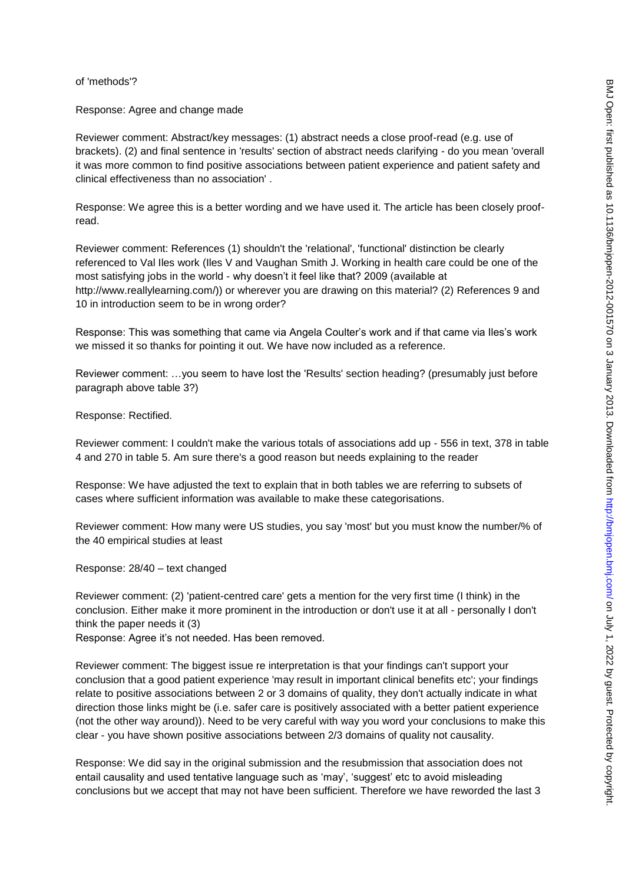of 'methods'?

Response: Agree and change made

Reviewer comment: Abstract/key messages: (1) abstract needs a close proof-read (e.g. use of brackets). (2) and final sentence in 'results' section of abstract needs clarifying - do you mean 'overall it was more common to find positive associations between patient experience and patient safety and clinical effectiveness than no association' .

Response: We agree this is a better wording and we have used it. The article has been closely proof-read.

Reviewer comment: References (1) shouldn't the 'relational', 'functional' distinction be clearly referenced to Val Iles work (Iles V and Vaughan Smith J. Working in health care could be one of the most satisfying jobs in the world - why doesn't it feel like that? 2009 (available at http://www.reallylearning.com/)) or wherever you are drawing on this material? (2) References 9 and 10 in introduction seem to be in wrong order?

Response: This was something that came via Angela Coulter's work and if that came via Iles's work we missed it so thanks for pointing it out. We have now included as a reference.

Reviewer comment: …you seem to have lost the 'Results' section heading? (presumably just before paragraph above table 3?)

Response: Rectified.

Reviewer comment: I couldn't make the various totals of associations add up - 556 in text, 378 in table 4 and 270 in table 5. Am sure there's a good reason but needs explaining to the reader

Response: We have adjusted the text to explain that in both tables we are referring to subsets of cases where sufficient information was available to make these categorisations.

Reviewer comment: How many were US studies, you say 'most' but you must know the number/% of the 40 empirical studies at least

Response: 28/40 – text changed

Reviewer comment: (2) 'patient-centred care' gets a mention for the very first time (I think) in the conclusion. Either make it more prominent in the introduction or don't use it at all - personally I don't think the paper needs it (3)

Response: Agree it's not needed. Has been removed.

Reviewer comment: The biggest issue re interpretation is that your findings can't support your conclusion that a good patient experience 'may result in important clinical benefits etc'; your findings relate to positive associations between 2 or 3 domains of quality, they don't actually indicate in what direction those links might be (i.e. safer care is positively associated with a better patient experience (not the other way around)). Need to be very careful with way you word your conclusions to make this clear - you have shown positive associations between 2/3 domains of quality not causality.

Response: We did say in the original submission and the resubmission that association does not entail causality and used tentative language such as 'may', 'suggest' etc to avoid misleading conclusions but we accept that may not have been sufficient. Therefore we have reworded the last 3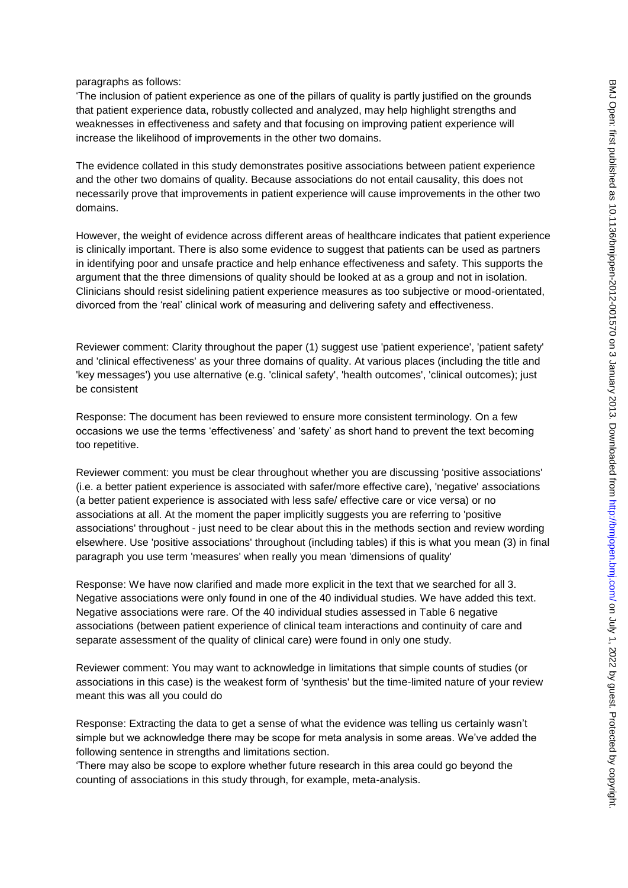paragraphs as follows:

'The inclusion of patient experience as one of the pillars of quality is partly justified on the grounds that patient experience data, robustly collected and analyzed, may help highlight strengths and weaknesses in effectiveness and safety and that focusing on improving patient experience will increase the likelihood of improvements in the other two domains.

The evidence collated in this study demonstrates positive associations between patient experience and the other two domains of quality. Because associations do not entail causality, this does not necessarily prove that improvements in patient experience will cause improvements in the other two domains.

However, the weight of evidence across different areas of healthcare indicates that patient experience is clinically important. There is also some evidence to suggest that patients can be used as partners in identifying poor and unsafe practice and help enhance effectiveness and safety. This supports the argument that the three dimensions of quality should be looked at as a group and not in isolation. Clinicians should resist sidelining patient experience measures as too subjective or mood-orientated, divorced from the 'real' clinical work of measuring and delivering safety and effectiveness.

Reviewer comment: Clarity throughout the paper (1) suggest use 'patient experience', 'patient safety' and 'clinical effectiveness' as your three domains of quality. At various places (including the title and 'key messages') you use alternative (e.g. 'clinical safety', 'health outcomes', 'clinical outcomes); just be consistent

Response: The document has been reviewed to ensure more consistent terminology. On a few occasions we use the terms 'effectiveness' and 'safety' as short hand to prevent the text becoming too repetitive.

Reviewer comment: you must be clear throughout whether you are discussing 'positive associations' (i.e. a better patient experience is associated with safer/more effective care), 'negative' associations (a better patient experience is associated with less safe/ effective care or vice versa) or no associations at all. At the moment the paper implicitly suggests you are referring to 'positive associations' throughout - just need to be clear about this in the methods section and review wording elsewhere. Use 'positive associations' throughout (including tables) if this is what you mean (3) in final paragraph you use term 'measures' when really you mean 'dimensions of quality'

Response: We have now clarified and made more explicit in the text that we searched for all 3. Negative associations were only found in one of the 40 individual studies. We have added this text. Negative associations were rare. Of the 40 individual studies assessed in Table 6 negative associations (between patient experience of clinical team interactions and continuity of care and separate assessment of the quality of clinical care) were found in only one study.

Reviewer comment: You may want to acknowledge in limitations that simple counts of studies (or associations in this case) is the weakest form of 'synthesis' but the time-limited nature of your review meant this was all you could do

Response: Extracting the data to get a sense of what the evidence was telling us certainly wasn't simple but we acknowledge there may be scope for meta analysis in some areas. We've added the following sentence in strengths and limitations section.

'There may also be scope to explore whether future research in this area could go beyond the counting of associations in this study through, for example, meta-analysis.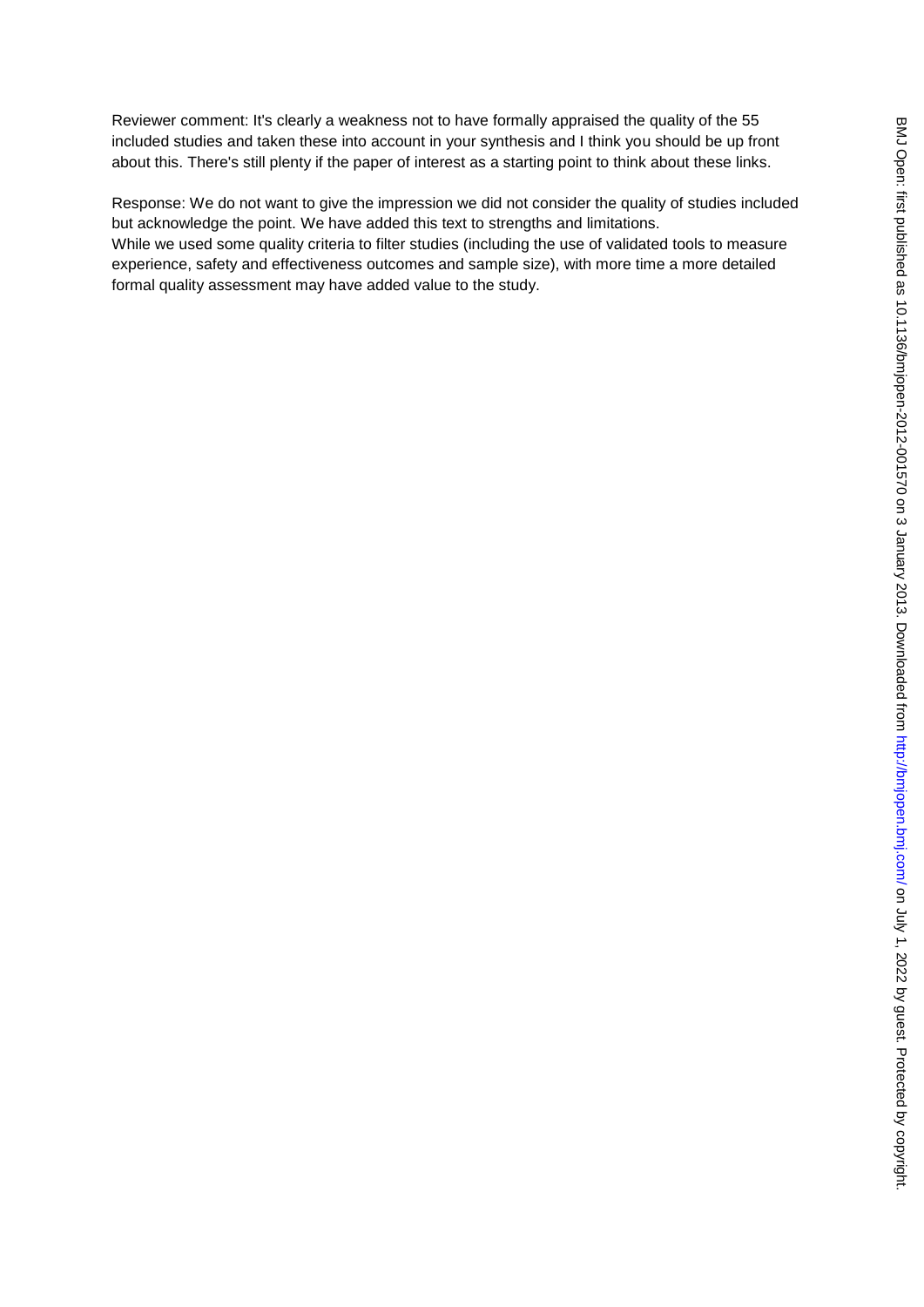Reviewer comment: It's clearly a weakness not to have formally appraised the quality of the 55 included studies and taken these into account in your synthesis and I think you should be up front about this. There's still plenty if the paper of interest as a starting point to think about these links.

Response: We do not want to give the impression we did not consider the quality of studies included but acknowledge the point. We have added this text to strengths and limitations.
While we used some quality criteria to filter studies (including the use of validated tools to measure experience, safety and effectiveness outcomes and sample size), with more time a more detailed formal quality assessment may have added value to the study.